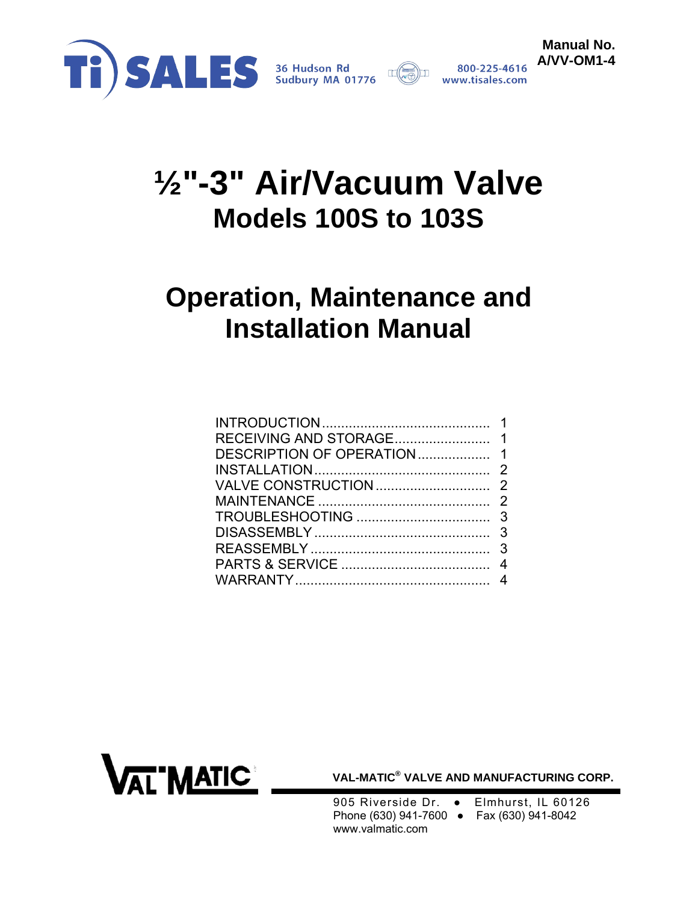Ti SALES
36 Hudson Rd
Sudbury MA 01776
800-225-4616
www.tisales.com

**Manual No.**
**A/VV-OM1-4**

# ½"-3" Air/Vacuum Valve
## Models 100S to 103S

# Operation, Maintenance and Installation Manual

| | |
|---|---|
| INTRODUCTION | 1 |
| RECEIVING AND STORAGE | 1 |
| DESCRIPTION OF OPERATION | 1 |
| INSTALLATION | 2 |
| VALVE CONSTRUCTION | 2 |
| MAINTENANCE | 2 |
| TROUBLESHOOTING | 3 |
| DISASSEMBLY | 3 |
| REASSEMBLY | 3 |
| PARTS & SERVICE | 4 |
| WARRANTY | 4 |

VAL-MATIC

**VAL-MATIC® VALVE AND MANUFACTURING CORP.**

905 Riverside Dr. ● Elmhurst, IL 60126
Phone (630) 941-7600 ● Fax (630) 941-8042
www.valmatic.com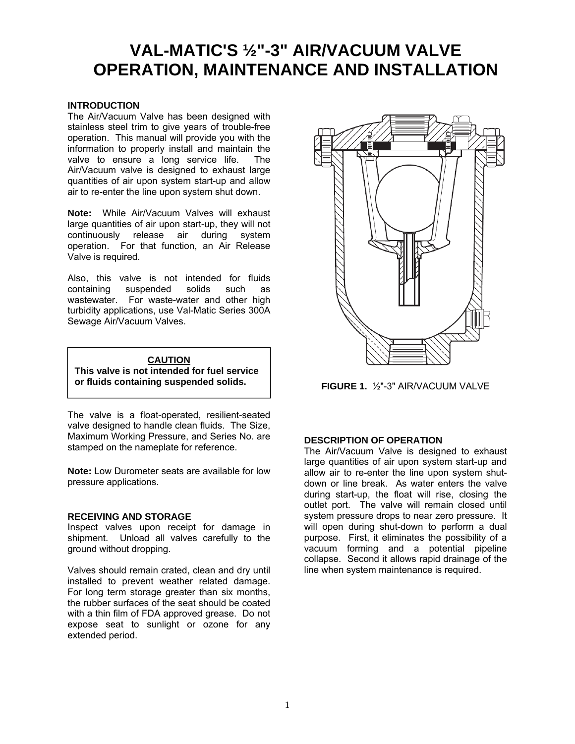# VAL-MATIC'S ½"-3" AIR/VACUUM VALVE OPERATION, MAINTENANCE AND INSTALLATION

### INTRODUCTION

The Air/Vacuum Valve has been designed with stainless steel trim to give years of trouble-free operation. This manual will provide you with the information to properly install and maintain the valve to ensure a long service life. The Air/Vacuum valve is designed to exhaust large quantities of air upon system start-up and allow air to re-enter the line upon system shut down.

**Note:** While Air/Vacuum Valves will exhaust large quantities of air upon start-up, they will not continuously release air during system operation. For that function, an Air Release Valve is required.

Also, this valve is not intended for fluids containing suspended solids such as wastewater. For waste-water and other high turbidity applications, use Val-Matic Series 300A Sewage Air/Vacuum Valves.

> **CAUTION**
> **This valve is not intended for fuel service or fluids containing suspended solids.**

The valve is a float-operated, resilient-seated valve designed to handle clean fluids. The Size, Maximum Working Pressure, and Series No. are stamped on the nameplate for reference.

**Note:** Low Durometer seats are available for low pressure applications.

### RECEIVING AND STORAGE

Inspect valves upon receipt for damage in shipment. Unload all valves carefully to the ground without dropping.

Valves should remain crated, clean and dry until installed to prevent weather related damage. For long term storage greater than six months, the rubber surfaces of the seat should be coated with a thin film of FDA approved grease. Do not expose seat to sunlight or ozone for any extended period.

**FIGURE 1.** ½"-3" AIR/VACUUM VALVE

### DESCRIPTION OF OPERATION

The Air/Vacuum Valve is designed to exhaust large quantities of air upon system start-up and allow air to re-enter the line upon system shut-down or line break. As water enters the valve during start-up, the float will rise, closing the outlet port. The valve will remain closed until system pressure drops to near zero pressure. It will open during shut-down to perform a dual purpose. First, it eliminates the possibility of a vacuum forming and a potential pipeline collapse. Second it allows rapid drainage of the line when system maintenance is required.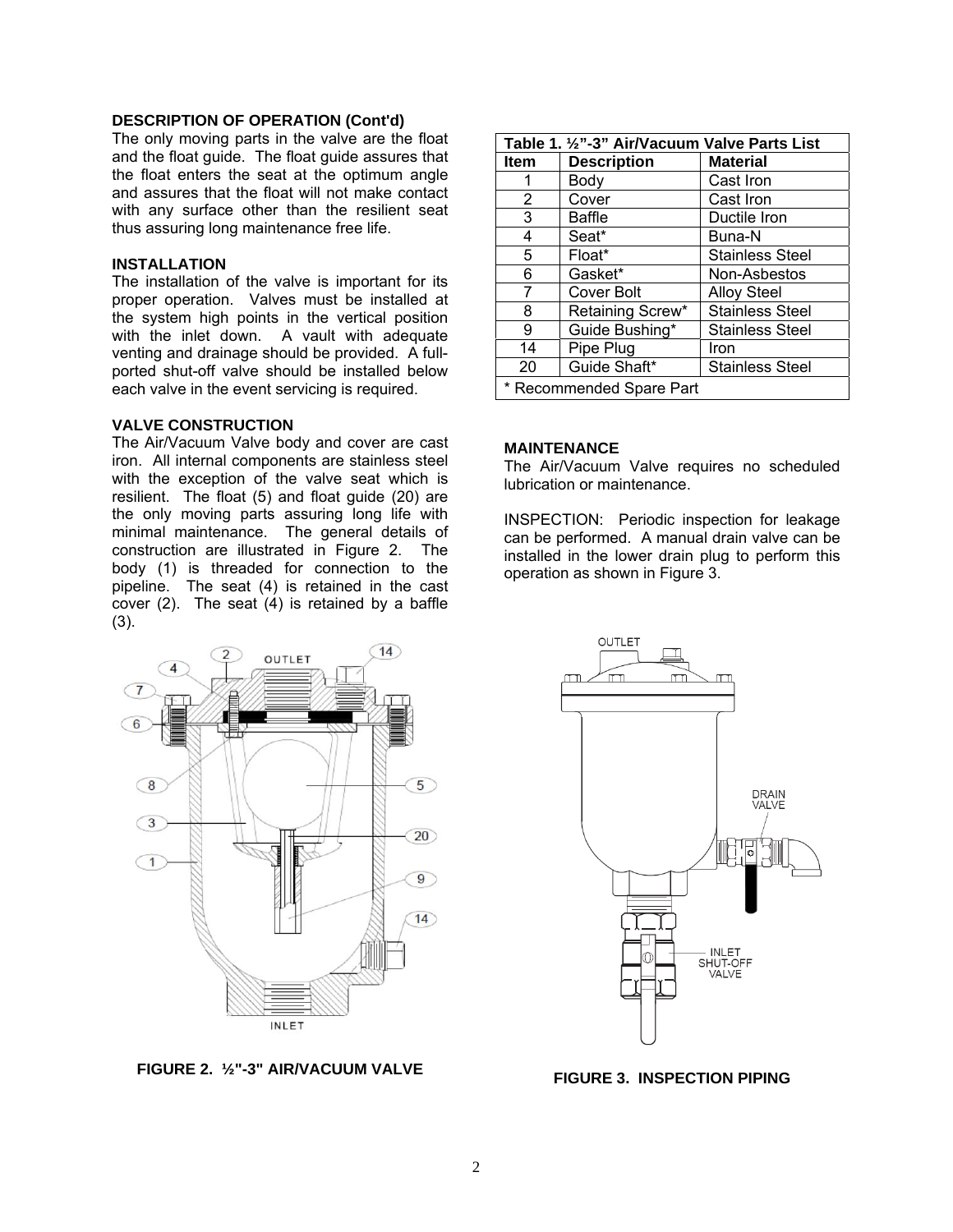### DESCRIPTION OF OPERATION (Cont'd)

The only moving parts in the valve are the float and the float guide. The float guide assures that the float enters the seat at the optimum angle and assures that the float will not make contact with any surface other than the resilient seat thus assuring long maintenance free life.

### INSTALLATION

The installation of the valve is important for its proper operation. Valves must be installed at the system high points in the vertical position with the inlet down. A vault with adequate venting and drainage should be provided. A full-ported shut-off valve should be installed below each valve in the event servicing is required.

### VALVE CONSTRUCTION

The Air/Vacuum Valve body and cover are cast iron. All internal components are stainless steel with the exception of the valve seat which is resilient. The float (5) and float guide (20) are the only moving parts assuring long life with minimal maintenance. The general details of construction are illustrated in Figure 2. The body (1) is threaded for connection to the pipeline. The seat (4) is retained in the cast cover (2). The seat (4) is retained by a baffle (3).

**Table 1. ½"-3" Air/Vacuum Valve Parts List**

| Item | Description | Material |
|---|---|---|
| 1 | Body | Cast Iron |
| 2 | Cover | Cast Iron |
| 3 | Baffle | Ductile Iron |
| 4 | Seat* | Buna-N |
| 5 | Float* | Stainless Steel |
| 6 | Gasket* | Non-Asbestos |
| 7 | Cover Bolt | Alloy Steel |
| 8 | Retaining Screw* | Stainless Steel |
| 9 | Guide Bushing* | Stainless Steel |
| 14 | Pipe Plug | Iron |
| 20 | Guide Shaft* | Stainless Steel |

* Recommended Spare Part

### MAINTENANCE

The Air/Vacuum Valve requires no scheduled lubrication or maintenance.

INSPECTION: Periodic inspection for leakage can be performed. A manual drain valve can be installed in the lower drain plug to perform this operation as shown in Figure 3.

**FIGURE 2. ½"-3" AIR/VACUUM VALVE**

**FIGURE 3. INSPECTION PIPING**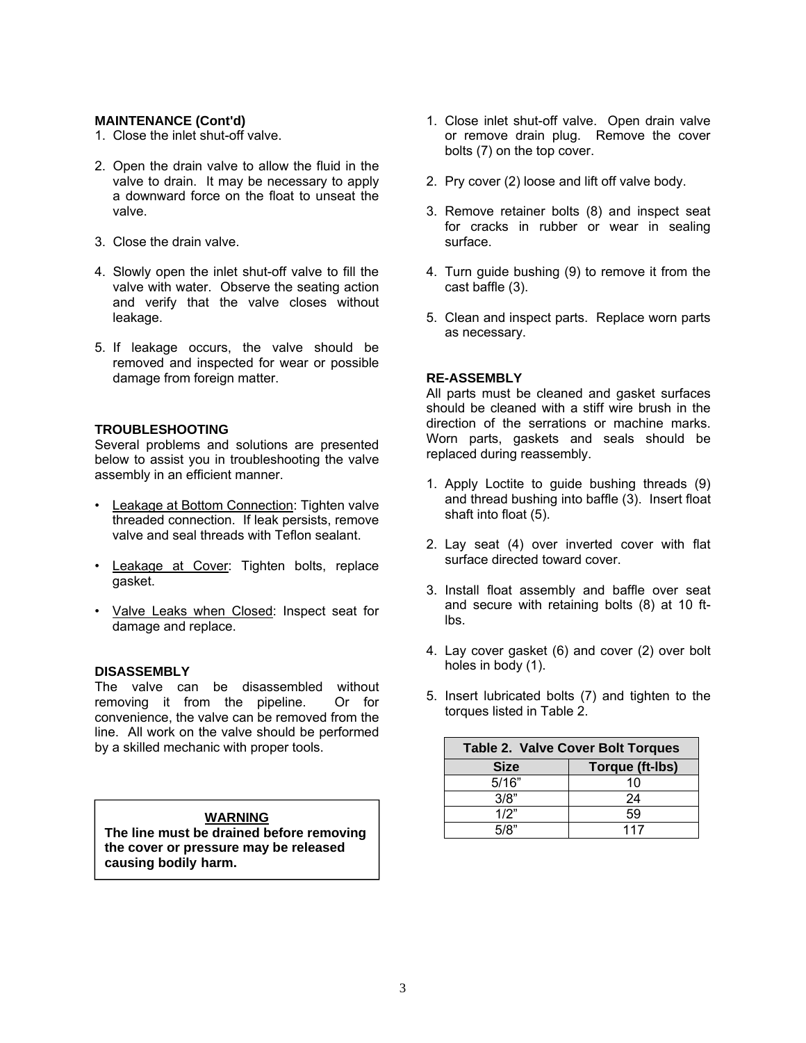### MAINTENANCE (Cont'd)

1. Close the inlet shut-off valve.

2. Open the drain valve to allow the fluid in the valve to drain. It may be necessary to apply a downward force on the float to unseat the valve.

3. Close the drain valve.

4. Slowly open the inlet shut-off valve to fill the valve with water. Observe the seating action and verify that the valve closes without leakage.

5. If leakage occurs, the valve should be removed and inspected for wear or possible damage from foreign matter.

### TROUBLESHOOTING

Several problems and solutions are presented below to assist you in troubleshooting the valve assembly in an efficient manner.

- Leakage at Bottom Connection: Tighten valve threaded connection. If leak persists, remove valve and seal threads with Teflon sealant.
- Leakage at Cover: Tighten bolts, replace gasket.
- Valve Leaks when Closed: Inspect seat for damage and replace.

### DISASSEMBLY

The valve can be disassembled without removing it from the pipeline. Or for convenience, the valve can be removed from the line. All work on the valve should be performed by a skilled mechanic with proper tools.

> **WARNING**
> **The line must be drained before removing the cover or pressure may be released causing bodily harm.**

1. Close inlet shut-off valve. Open drain valve or remove drain plug. Remove the cover bolts (7) on the top cover.

2. Pry cover (2) loose and lift off valve body.

3. Remove retainer bolts (8) and inspect seat for cracks in rubber or wear in sealing surface.

4. Turn guide bushing (9) to remove it from the cast baffle (3).

5. Clean and inspect parts. Replace worn parts as necessary.

### RE-ASSEMBLY

All parts must be cleaned and gasket surfaces should be cleaned with a stiff wire brush in the direction of the serrations or machine marks. Worn parts, gaskets and seals should be replaced during reassembly.

1. Apply Loctite to guide bushing threads (9) and thread bushing into baffle (3). Insert float shaft into float (5).

2. Lay seat (4) over inverted cover with flat surface directed toward cover.

3. Install float assembly and baffle over seat and secure with retaining bolts (8) at 10 ft-lbs.

4. Lay cover gasket (6) and cover (2) over bolt holes in body (1).

5. Insert lubricated bolts (7) and tighten to the torques listed in Table 2.

**Table 2. Valve Cover Bolt Torques**

| Size | Torque (ft-lbs) |
|---|---|
| 5/16" | 10 |
| 3/8" | 24 |
| 1/2" | 59 |
| 5/8" | 117 |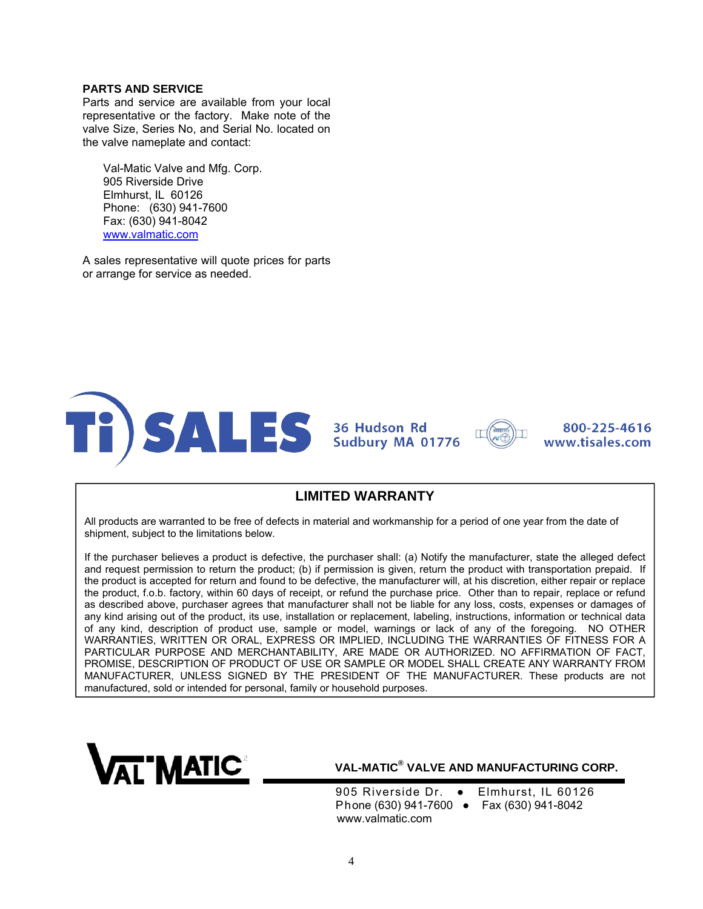**PARTS AND SERVICE**

Parts and service are available from your local representative or the factory. Make note of the valve Size, Series No, and Serial No. located on the valve nameplate and contact:

Val-Matic Valve and Mfg. Corp.
905 Riverside Drive
Elmhurst, IL 60126
Phone: (630) 941-7600
Fax: (630) 941-8042
www.valmatic.com

A sales representative will quote prices for parts or arrange for service as needed.

Ti) SALES
36 Hudson Rd
Sudbury MA 01776
800-225-4616
www.tisales.com

## LIMITED WARRANTY

All products are warranted to be free of defects in material and workmanship for a period of one year from the date of shipment, subject to the limitations below.

If the purchaser believes a product is defective, the purchaser shall: (a) Notify the manufacturer, state the alleged defect and request permission to return the product; (b) if permission is given, return the product with transportation prepaid. If the product is accepted for return and found to be defective, the manufacturer will, at his discretion, either repair or replace the product, f.o.b. factory, within 60 days of receipt, or refund the purchase price. Other than to repair, replace or refund as described above, purchaser agrees that manufacturer shall not be liable for any loss, costs, expenses or damages of any kind arising out of the product, its use, installation or replacement, labeling, instructions, information or technical data of any kind, description of product use, sample or model, warnings or lack of any of the foregoing. NO OTHER WARRANTIES, WRITTEN OR ORAL, EXPRESS OR IMPLIED, INCLUDING THE WARRANTIES OF FITNESS FOR A PARTICULAR PURPOSE AND MERCHANTABILITY, ARE MADE OR AUTHORIZED. NO AFFIRMATION OF FACT, PROMISE, DESCRIPTION OF PRODUCT OF USE OR SAMPLE OR MODEL SHALL CREATE ANY WARRANTY FROM MANUFACTURER, UNLESS SIGNED BY THE PRESIDENT OF THE MANUFACTURER. These products are not manufactured, sold or intended for personal, family or household purposes.

VAL-MATIC

**VAL-MATIC® VALVE AND MANUFACTURING CORP.**

905 Riverside Dr. • Elmhurst, IL 60126
Phone (630) 941-7600 • Fax (630) 941-8042
www.valmatic.com